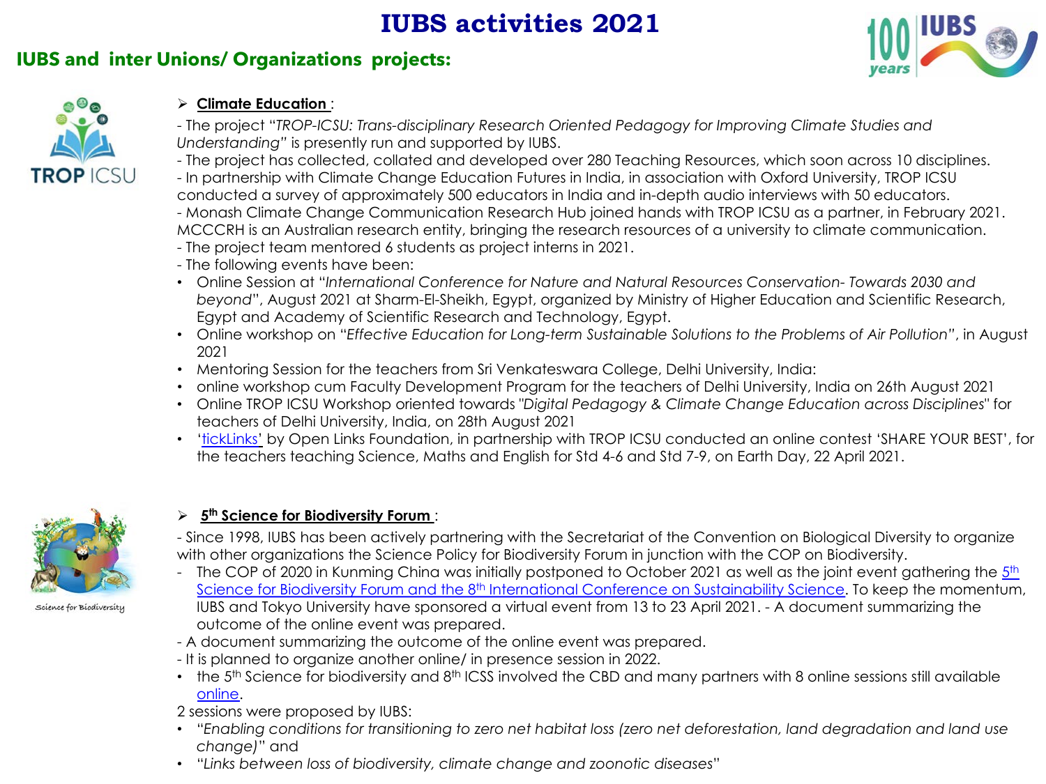# IUBS activities 2021

## IUBS and inter Unions/ Organizations projects:

- **Climate Education** :

- The project "*TROP-ICSU: Trans-disciplinary Research Oriented Pedagogy for Improving Climate Studies and Understanding*" is presently run and supported by IUBS.
- The project has collected, collated and developed over 280 Teaching Resources, which soon across 10 disciplines.
- In partnership with Climate Change Education Futures in India, in association with Oxford University, TROP ICSU conducted a survey of approximately 500 educators in India and in-depth audio interviews with 50 educators.
- Monash Climate Change Communication Research Hub joined hands with TROP ICSU as a partner, in February 2021. MCCCRH is an Australian research entity, bringing the research resources of a university to climate communication.
- The project team mentored 6 students as project interns in 2021.
- The following events have been:

- Online Session at "*International Conference for Nature and Natural Resources Conservation- Towards 2030 and beyond*", August 2021 at Sharm-El-Sheikh, Egypt, organized by Ministry of Higher Education and Scientific Research, Egypt and Academy of Scientific Research and Technology, Egypt.
- Online workshop on "*Effective Education for Long-term Sustainable Solutions to the Problems of Air Pollution*", in August 2021
- Mentoring Session for the teachers from Sri Venkateswara College, Delhi University, India:
- online workshop cum Faculty Development Program for the teachers of Delhi University, India on 26th August 2021
- Online TROP ICSU Workshop oriented towards "*Digital Pedagogy & Climate Change Education across Disciplines*" for teachers of Delhi University, India, on 28th August 2021
- 'tickLinks' by Open Links Foundation, in partnership with TROP ICSU conducted an online contest 'SHARE YOUR BEST', for the teachers teaching Science, Maths and English for Std 4-6 and Std 7-9, on Earth Day, 22 April 2021.

- **5th Science for Biodiversity Forum** :

- Since 1998, IUBS has been actively partnering with the Secretariat of the Convention on Biological Diversity to organize with other organizations the Science Policy for Biodiversity Forum in junction with the COP on Biodiversity.
- The COP of 2020 in Kunming China was initially postponed to October 2021 as well as the joint event gathering the 5th Science for Biodiversity Forum and the 8th International Conference on Sustainability Science. To keep the momentum, IUBS and Tokyo University have sponsored a virtual event from 13 to 23 April 2021. - A document summarizing the outcome of the online event was prepared.
- A document summarizing the outcome of the online event was prepared.
- It is planned to organize another online/ in presence session in 2022.

- the 5th Science for biodiversity and 8th ICSS involved the CBD and many partners with 8 online sessions still available online.

2 sessions were proposed by IUBS:

- "*Enabling conditions for transitioning to zero net habitat loss (zero net deforestation, land degradation and land use change)*" and
- "*Links between loss of biodiversity, climate change and zoonotic diseases*"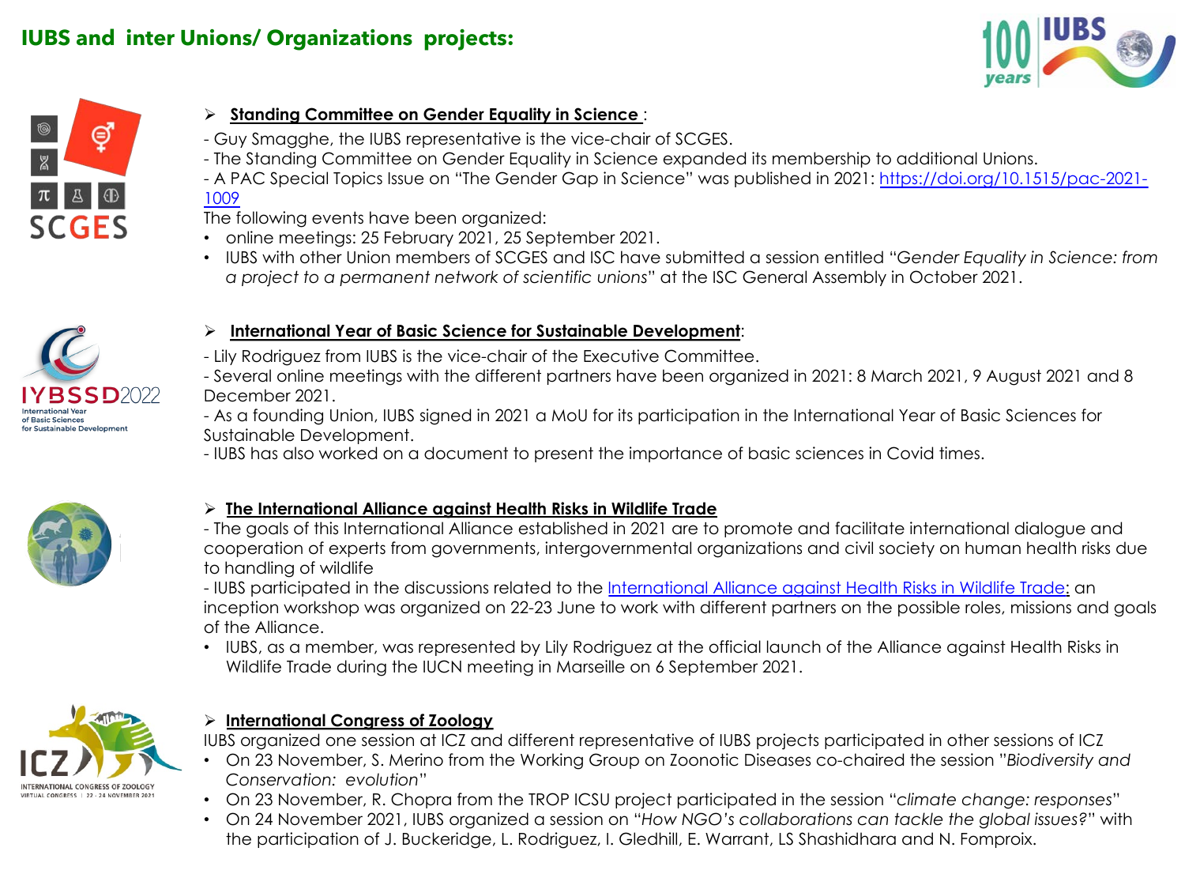# IUBS and inter Unions/ Organizations projects:

## Standing Committee on Gender Equality in Science :

- Guy Smagghe, the IUBS representative is the vice-chair of SCGES.
- The Standing Committee on Gender Equality in Science expanded its membership to additional Unions.
- A PAC Special Topics Issue on "The Gender Gap in Science" was published in 2021: https://doi.org/10.1515/pac-2021-1009

The following events have been organized:

- online meetings: 25 February 2021, 25 September 2021.
- IUBS with other Union members of SCGES and ISC have submitted a session entitled "*Gender Equality in Science: from a project to a permanent network of scientific unions*" at the ISC General Assembly in October 2021.

## International Year of Basic Science for Sustainable Development:

- Lily Rodriguez from IUBS is the vice-chair of the Executive Committee.
- Several online meetings with the different partners have been organized in 2021: 8 March 2021, 9 August 2021 and 8 December 2021.
- As a founding Union, IUBS signed in 2021 a MoU for its participation in the International Year of Basic Sciences for Sustainable Development.
- IUBS has also worked on a document to present the importance of basic sciences in Covid times.

## The International Alliance against Health Risks in Wildlife Trade

- The goals of this International Alliance established in 2021 are to promote and facilitate international dialogue and cooperation of experts from governments, intergovernmental organizations and civil society on human health risks due to handling of wildlife
- IUBS participated in the discussions related to the International Alliance against Health Risks in Wildlife Trade: an inception workshop was organized on 22-23 June to work with different partners on the possible roles, missions and goals of the Alliance.

- IUBS, as a member, was represented by Lily Rodriguez at the official launch of the Alliance against Health Risks in Wildlife Trade during the IUCN meeting in Marseille on 6 September 2021.

## International Congress of Zoology

IUBS organized one session at ICZ and different representative of IUBS projects participated in other sessions of ICZ

- On 23 November, S. Merino from the Working Group on Zoonotic Diseases co-chaired the session "*Biodiversity and Conservation: evolution*"
- On 23 November, R. Chopra from the TROP ICSU project participated in the session "*climate change: responses*"
- On 24 November 2021, IUBS organized a session on "*How NGO's collaborations can tackle the global issues?*" with the participation of J. Buckeridge, L. Rodriguez, I. Gledhill, E. Warrant, LS Shashidhara and N. Fomproix.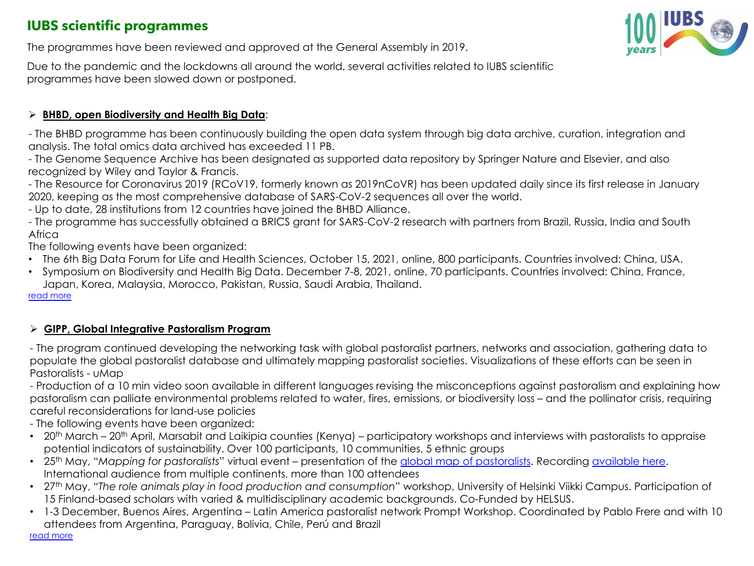## IUBS scientific programmes

The programmes have been reviewed and approved at the General Assembly in 2019.

Due to the pandemic and the lockdowns all around the world, several activities related to IUBS scientific programmes have been slowed down or postponed.

### **BHBD, open Biodiversity and Health Big Data**:

- The BHBD programme has been continuously building the open data system through big data archive, curation, integration and analysis. The total omics data archived has exceeded 11 PB.
- The Genome Sequence Archive has been designated as supported data repository by Springer Nature and Elsevier, and also recognized by Wiley and Taylor & Francis.
- The Resource for Coronavirus 2019 (RCoV19, formerly known as 2019nCoVR) has been updated daily since its first release in January 2020, keeping as the most comprehensive database of SARS-CoV-2 sequences all over the world.
- Up to date, 28 institutions from 12 countries have joined the BHBD Alliance.
- The programme has successfully obtained a BRICS grant for SARS-CoV-2 research with partners from Brazil, Russia, India and South Africa

The following events have been organized:

- The 6th Big Data Forum for Life and Health Sciences, October 15, 2021, online, 800 participants. Countries involved: China, USA.
- Symposium on Biodiversity and Health Big Data. December 7-8, 2021, online, 70 participants. Countries involved: China, France, Japan, Korea, Malaysia, Morocco, Pakistan, Russia, Saudi Arabia, Thailand.

read more

### **GIPP, Global Integrative Pastoralism Program**

- The program continued developing the networking task with global pastoralist partners, networks and association, gathering data to populate the global pastoralist database and ultimately mapping pastoralist societies. Visualizations of these efforts can be seen in Pastoralists - uMap
- Production of a 10 min video soon available in different languages revising the misconceptions against pastoralism and explaining how pastoralism can palliate environmental problems related to water, fires, emissions, or biodiversity loss – and the pollinator crisis, requiring careful reconsiderations for land-use policies
- The following events have been organized:

- 20th March – 20th April, Marsabit and Laikipia counties (Kenya) – participatory workshops and interviews with pastoralists to appraise potential indicators of sustainability. Over 100 participants, 10 communities, 5 ethnic groups
- 25th May, "*Mapping for pastoralists*" virtual event – presentation of the global map of pastoralists. Recording available here. International audience from multiple continents, more than 100 attendees
- 27th May, "*The role animals play in food production and consumption*" workshop, University of Helsinki Viikki Campus. Participation of 15 Finland-based scholars with varied & multidisciplinary academic backgrounds. Co-Funded by HELSUS.
- 1-3 December, Buenos Aires, Argentina – Latin America pastoralist network Prompt Workshop. Coordinated by Pablo Frere and with 10 attendees from Argentina, Paraguay, Bolivia, Chile, Perú and Brazil

read more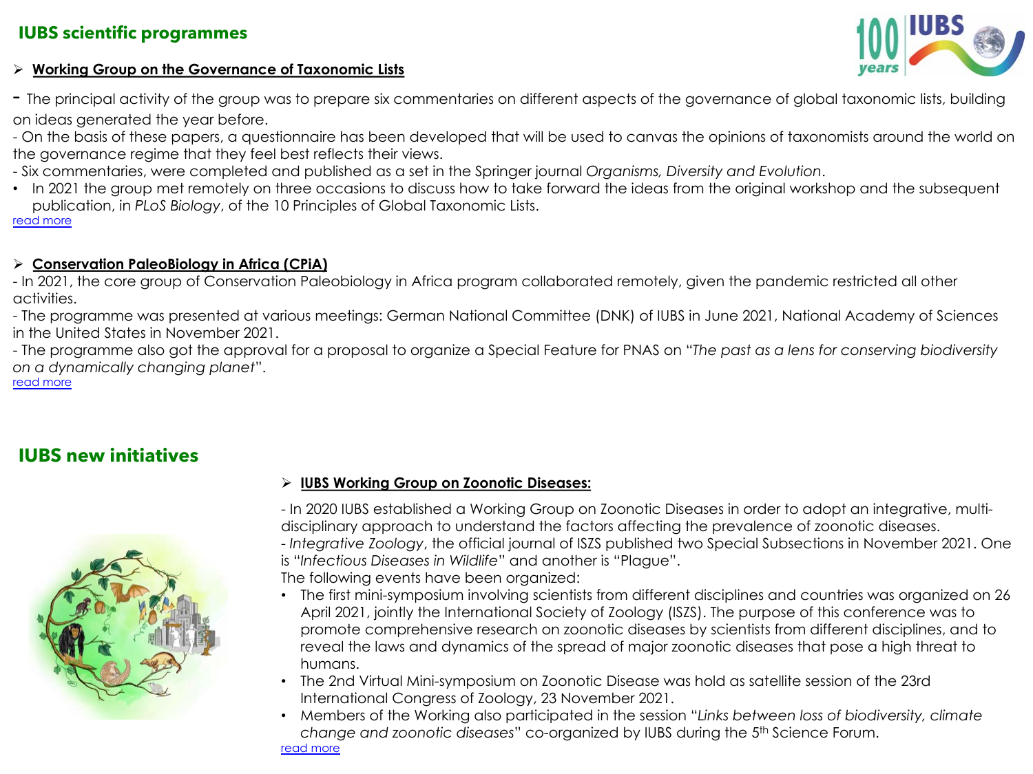## IUBS scientific programmes

- **Working Group on the Governance of Taxonomic Lists**

- The principal activity of the group was to prepare six commentaries on different aspects of the governance of global taxonomic lists, building on ideas generated the year before.
- On the basis of these papers, a questionnaire has been developed that will be used to canvas the opinions of taxonomists around the world on the governance regime that they feel best reflects their views.
- Six commentaries, were completed and published as a set in the Springer journal *Organisms, Diversity and Evolution*.
- In 2021 the group met remotely on three occasions to discuss how to take forward the ideas from the original workshop and the subsequent publication, in *PLoS Biology*, of the 10 Principles of Global Taxonomic Lists.

read more

- **Conservation PaleoBiology in Africa (CPiA)**

- In 2021, the core group of Conservation Paleobiology in Africa program collaborated remotely, given the pandemic restricted all other activities.
- The programme was presented at various meetings: German National Committee (DNK) of IUBS in June 2021, National Academy of Sciences in the United States in November 2021.
- The programme also got the approval for a proposal to organize a Special Feature for PNAS on "*The past as a lens for conserving biodiversity on a dynamically changing planet*".

read more

## IUBS new initiatives

- **IUBS Working Group on Zoonotic Diseases:**

- In 2020 IUBS established a Working Group on Zoonotic Diseases in order to adopt an integrative, multi-disciplinary approach to understand the factors affecting the prevalence of zoonotic diseases.
- *Integrative Zoology*, the official journal of ISZS published two Special Subsections in November 2021. One is "*Infectious Diseases in Wildlife*" and another is "Plague".

The following events have been organized:

- The first mini-symposium involving scientists from different disciplines and countries was organized on 26 April 2021, jointly the International Society of Zoology (ISZS). The purpose of this conference was to promote comprehensive research on zoonotic diseases by scientists from different disciplines, and to reveal the laws and dynamics of the spread of major zoonotic diseases that pose a high threat to humans.
- The 2nd Virtual Mini-symposium on Zoonotic Disease was hold as satellite session of the 23rd International Congress of Zoology, 23 November 2021.
- Members of the Working also participated in the session "*Links between loss of biodiversity, climate change and zoonotic diseases*" co-organized by IUBS during the 5th Science Forum.

read more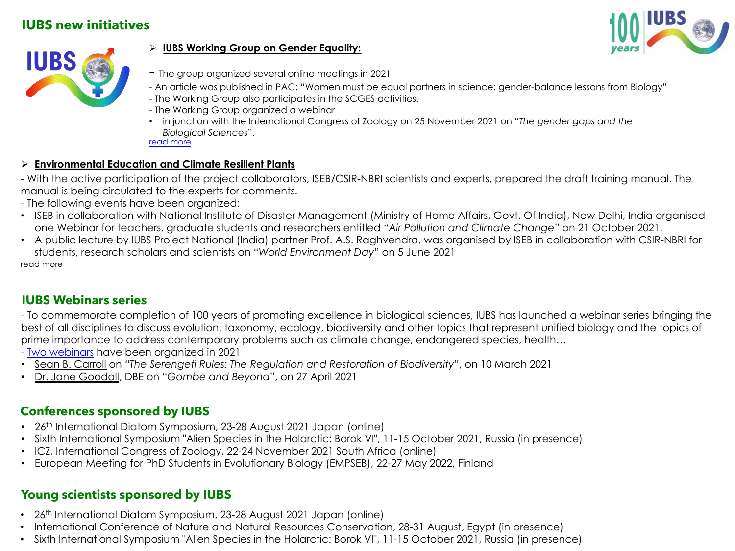## IUBS new initiatives

- **IUBS Working Group on Gender Equality:**

- The group organized several online meetings in 2021
- An article was published in PAC: "Women must be equal partners in science: gender-balance lessons from Biology"
- The Working Group also participates in the SCGES activities.
- The Working Group organized a webinar
  - in junction with the International Congress of Zoology on 25 November 2021 on "*The gender gaps and the Biological Sciences*".

read more

- **Environmental Education and Climate Resilient Plants**

- With the active participation of the project collaborators, ISEB/CSIR-NBRI scientists and experts, prepared the draft training manual. The manual is being circulated to the experts for comments.
- The following events have been organized:
  - ISEB in collaboration with National Institute of Disaster Management (Ministry of Home Affairs, Govt. Of India), New Delhi, India organised one Webinar for teachers, graduate students and researchers entitled "*Air Pollution and Climate Change*" on 21 October 2021.
  - A public lecture by IUBS Project National (India) partner Prof. A.S. Raghvendra, was organised by ISEB in collaboration with CSIR-NBRI for students, research scholars and scientists on "*World Environment Day*" on 5 June 2021

read more

## IUBS Webinars series

- To commemorate completion of 100 years of promoting excellence in biological sciences, IUBS has launched a webinar series bringing the best of all disciplines to discuss evolution, taxonomy, ecology, biodiversity and other topics that represent unified biology and the topics of prime importance to address contemporary problems such as climate change, endangered species, health…
- Two webinars have been organized in 2021
  - Sean B. Carroll on *"The Serengeti Rules: The Regulation and Restoration of Biodiversity"*, on 10 March 2021
  - Dr. Jane Goodall, DBE on "*Gombe and Beyond*", on 27 April 2021

## Conferences sponsored by IUBS

- 26th International Diatom Symposium, 23-28 August 2021 Japan (online)
- Sixth International Symposium "Alien Species in the Holarctic: Borok VI", 11-15 October 2021, Russia (in presence)
- ICZ, International Congress of Zoology, 22-24 November 2021 South Africa (online)
- European Meeting for PhD Students in Evolutionary Biology (EMPSEB), 22-27 May 2022, Finland

## Young scientists sponsored by IUBS

- 26th International Diatom Symposium, 23-28 August 2021 Japan (online)
- International Conference of Nature and Natural Resources Conservation, 28-31 August, Egypt (in presence)
- Sixth International Symposium "Alien Species in the Holarctic: Borok VI", 11-15 October 2021, Russia (in presence)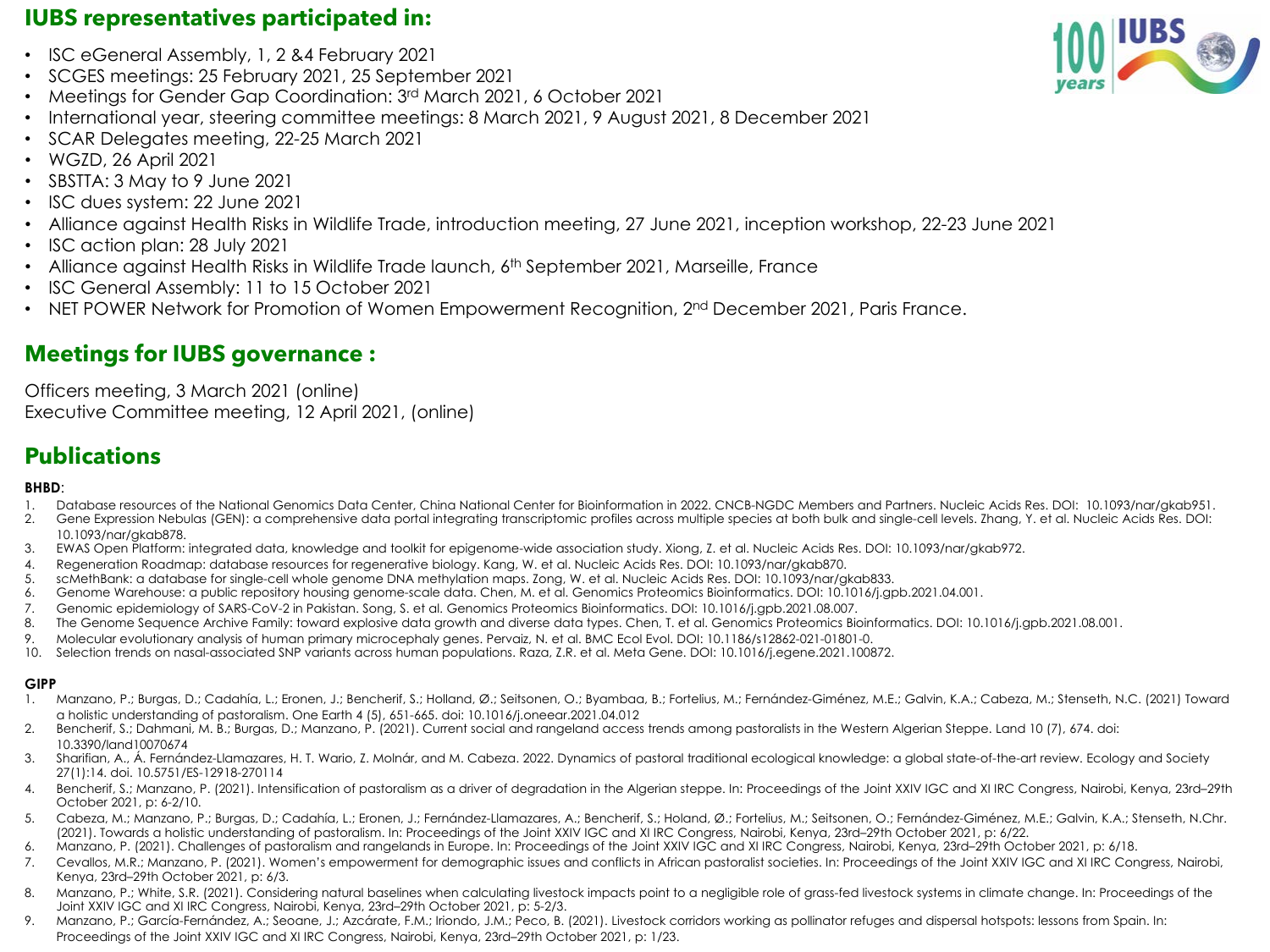## IUBS representatives participated in:

- ISC eGeneral Assembly, 1, 2 &4 February 2021
- SCGES meetings: 25 February 2021, 25 September 2021
- Meetings for Gender Gap Coordination: 3rd March 2021, 6 October 2021
- International year, steering committee meetings: 8 March 2021, 9 August 2021, 8 December 2021
- SCAR Delegates meeting, 22-25 March 2021
- WGZD, 26 April 2021
- SBSTTA: 3 May to 9 June 2021
- ISC dues system: 22 June 2021
- Alliance against Health Risks in Wildlife Trade, introduction meeting, 27 June 2021, inception workshop, 22-23 June 2021
- ISC action plan: 28 July 2021
- Alliance against Health Risks in Wildlife Trade launch, 6th September 2021, Marseille, France
- ISC General Assembly: 11 to 15 October 2021
- NET POWER Network for Promotion of Women Empowerment Recognition, 2nd December 2021, Paris France.

## Meetings for IUBS governance :

Officers meeting, 3 March 2021 (online)
Executive Committee meeting, 12 April 2021, (online)

## Publications

**BHBD**:

1. Database resources of the National Genomics Data Center, China National Center for Bioinformation in 2022. CNCB-NGDC Members and Partners. Nucleic Acids Res. DOI: 10.1093/nar/gkab951.
2. Gene Expression Nebulas (GEN): a comprehensive data portal integrating transcriptomic profiles across multiple species at both bulk and single-cell levels. Zhang, Y. et al. Nucleic Acids Res. DOI: 10.1093/nar/gkab878.
3. EWAS Open Platform: integrated data, knowledge and toolkit for epigenome-wide association study. Xiong, Z. et al. Nucleic Acids Res. DOI: 10.1093/nar/gkab972.
4. Regeneration Roadmap: database resources for regenerative biology. Kang, W. et al. Nucleic Acids Res. DOI: 10.1093/nar/gkab870.
5. scMethBank: a database for single-cell whole genome DNA methylation maps. Zong, W. et al. Nucleic Acids Res. DOI: 10.1093/nar/gkab833.
6. Genome Warehouse: a public repository housing genome-scale data. Chen, M. et al. Genomics Proteomics Bioinformatics. DOI: 10.1016/j.gpb.2021.04.001.
7. Genomic epidemiology of SARS-CoV-2 in Pakistan. Song, S. et al. Genomics Proteomics Bioinformatics. DOI: 10.1016/j.gpb.2021.08.007.
8. The Genome Sequence Archive Family: toward explosive data growth and diverse data types. Chen, T. et al. Genomics Proteomics Bioinformatics. DOI: 10.1016/j.gpb.2021.08.001.
9. Molecular evolutionary analysis of human primary microcephaly genes. Pervaiz, N. et al. BMC Ecol Evol. DOI: 10.1186/s12862-021-01801-0.
10. Selection trends on nasal-associated SNP variants across human populations. Raza, Z.R. et al. Meta Gene. DOI: 10.1016/j.egene.2021.100872.

**GIPP**

1. Manzano, P.; Burgas, D.; Cadahía, L.; Eronen, J.; Bencherif, S.; Holland, Ø.; Seitsonen, O.; Byambaa, B.; Fortelius, M.; Fernández-Giménez, M.E.; Galvin, K.A.; Cabeza, M.; Stenseth, N.C. (2021) Toward a holistic understanding of pastoralism. One Earth 4 (5), 651-665. doi: 10.1016/j.oneear.2021.04.012
2. Bencherif, S.; Dahmani, M. B.; Burgas, D.; Manzano, P. (2021). Current social and rangeland access trends among pastoralists in the Western Algerian Steppe. Land 10 (7), 674. doi: 10.3390/land10070674
3. Sharifian, A., Á. Fernández-Llamazares, H. T. Wario, Z. Molnár, and M. Cabeza. 2022. Dynamics of pastoral traditional ecological knowledge: a global state-of-the-art review. Ecology and Society 27(1):14. doi. 10.5751/ES-12918-270114
4. Bencherif, S.; Manzano, P. (2021). Intensification of pastoralism as a driver of degradation in the Algerian steppe. In: Proceedings of the Joint XXIV IGC and XI IRC Congress, Nairobi, Kenya, 23rd–29th October 2021, p: 6-2/10.
5. Cabeza, M.; Manzano, P.; Burgas, D.; Cadahía, L.; Eronen, J.; Fernández-Llamazares, A.; Bencherif, S.; Holand, Ø.; Fortelius, M.; Seitsonen, O.; Fernández-Giménez, M.E.; Galvin, K.A.; Stenseth, N.Chr. (2021). Towards a holistic understanding of pastoralism. In: Proceedings of the Joint XXIV IGC and XI IRC Congress, Nairobi, Kenya, 23rd–29th October 2021, p: 6/22.
6. Manzano, P. (2021). Challenges of pastoralism and rangelands in Europe. In: Proceedings of the Joint XXIV IGC and XI IRC Congress, Nairobi, Kenya, 23rd–29th October 2021, p: 6/18.
7. Cevallos, M.R.; Manzano, P. (2021). Women's empowerment for demographic issues and conflicts in African pastoralist societies. In: Proceedings of the Joint XXIV IGC and XI IRC Congress, Nairobi, Kenya, 23rd–29th October 2021, p: 6/3.
8. Manzano, P.; White, S.R. (2021). Considering natural baselines when calculating livestock impacts point to a negligible role of grass-fed livestock systems in climate change. In: Proceedings of the Joint XXIV IGC and XI IRC Congress, Nairobi, Kenya, 23rd–29th October 2021, p: 5-2/3.
9. Manzano, P.; García-Fernández, A.; Seoane, J.; Azcárate, F.M.; Iriondo, J.M.; Peco, B. (2021). Livestock corridors working as pollinator refuges and dispersal hotspots: lessons from Spain. In: Proceedings of the Joint XXIV IGC and XI IRC Congress, Nairobi, Kenya, 23rd–29th October 2021, p: 1/23.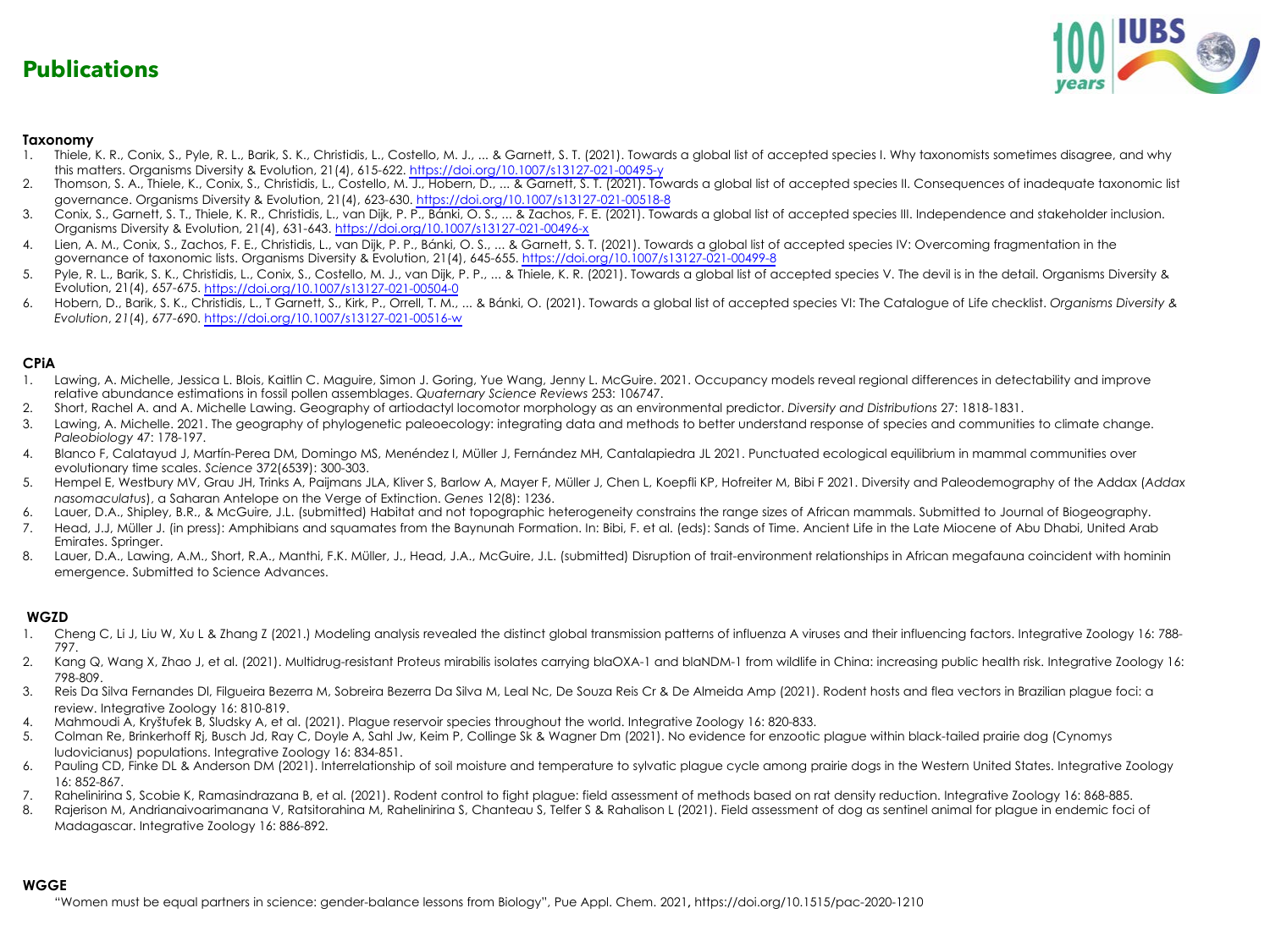# Publications

**Taxonomy**

1. Thiele, K. R., Conix, S., Pyle, R. L., Barik, S. K., Christidis, L., Costello, M. J., ... & Garnett, S. T. (2021). Towards a global list of accepted species I. Why taxonomists sometimes disagree, and why this matters. Organisms Diversity & Evolution, 21(4), 615-622. https://doi.org/10.1007/s13127-021-00495-y
2. Thomson, S. A., Thiele, K., Conix, S., Christidis, L., Costello, M. J., Hobern, D., ... & Garnett, S. T. (2021). Towards a global list of accepted species II. Consequences of inadequate taxonomic list governance. Organisms Diversity & Evolution, 21(4), 623-630. https://doi.org/10.1007/s13127-021-00518-8
3. Conix, S., Garnett, S. T., Thiele, K. R., Christidis, L., van Dijk, P. P., Bánki, O. S., ... & Zachos, F. E. (2021). Towards a global list of accepted species III. Independence and stakeholder inclusion. Organisms Diversity & Evolution, 21(4), 631-643. https://doi.org/10.1007/s13127-021-00496-x
4. Lien, A. M., Conix, S., Zachos, F. E., Christidis, L., van Dijk, P. P., Bánki, O. S., ... & Garnett, S. T. (2021). Towards a global list of accepted species IV: Overcoming fragmentation in the governance of taxonomic lists. Organisms Diversity & Evolution, 21(4), 645-655. https://doi.org/10.1007/s13127-021-00499-8
5. Pyle, R. L., Barik, S. K., Christidis, L., Conix, S., Costello, M. J., van Dijk, P. P., ... & Thiele, K. R. (2021). Towards a global list of accepted species V. The devil is in the detail. Organisms Diversity & Evolution, 21(4), 657-675. https://doi.org/10.1007/s13127-021-00504-0
6. Hobern, D., Barik, S. K., Christidis, L., T Garnett, S., Kirk, P., Orrell, T. M., ... & Bánki, O. (2021). Towards a global list of accepted species VI: The Catalogue of Life checklist. *Organisms Diversity & Evolution*, *21*(4), 677-690. https://doi.org/10.1007/s13127-021-00516-w

**CPiA**

1. Lawing, A. Michelle, Jessica L. Blois, Kaitlin C. Maguire, Simon J. Goring, Yue Wang, Jenny L. McGuire. 2021. Occupancy models reveal regional differences in detectability and improve relative abundance estimations in fossil pollen assemblages. *Quaternary Science Reviews* 253: 106747.
2. Short, Rachel A. and A. Michelle Lawing. Geography of artiodactyl locomotor morphology as an environmental predictor. *Diversity and Distributions* 27: 1818-1831.
3. Lawing, A. Michelle. 2021. The geography of phylogenetic paleoecology: integrating data and methods to better understand response of species and communities to climate change. *Paleobiology* 47: 178-197.
4. Blanco F, Calatayud J, Martín-Perea DM, Domingo MS, Menéndez I, Müller J, Fernández MH, Cantalapiedra JL 2021. Punctuated ecological equilibrium in mammal communities over evolutionary time scales. *Science* 372(6539): 300-303.
5. Hempel E, Westbury MV, Grau JH, Trinks A, Paijmans JLA, Kliver S, Barlow A, Mayer F, Müller J, Chen L, Koepfli KP, Hofreiter M, Bibi F 2021. Diversity and Paleodemography of the Addax (*Addax nasomaculatus*), a Saharan Antelope on the Verge of Extinction. *Genes* 12(8): 1236.
6. Lauer, D.A., Shipley, B.R., & McGuire, J.L. (submitted) Habitat and not topographic heterogeneity constrains the range sizes of African mammals. Submitted to Journal of Biogeography.
7. Head, J.J, Müller J. (in press): Amphibians and squamates from the Baynunah Formation. In: Bibi, F. et al. (eds): Sands of Time. Ancient Life in the Late Miocene of Abu Dhabi, United Arab Emirates. Springer.
8. Lauer, D.A., Lawing, A.M., Short, R.A., Manthi, F.K. Müller, J., Head, J.A., McGuire, J.L. (submitted) Disruption of trait-environment relationships in African megafauna coincident with hominin emergence. Submitted to Science Advances.

**WGZD**

1. Cheng C, Li J, Liu W, Xu L & Zhang Z (2021.) Modeling analysis revealed the distinct global transmission patterns of influenza A viruses and their influencing factors. Integrative Zoology 16: 788-797.
2. Kang Q, Wang X, Zhao J, et al. (2021). Multidrug-resistant Proteus mirabilis isolates carrying blaOXA-1 and blaNDM-1 from wildlife in China: increasing public health risk. Integrative Zoology 16: 798-809.
3. Reis Da Silva Fernandes Dl, Filgueira Bezerra M, Sobreira Bezerra Da Silva M, Leal Nc, De Souza Reis Cr & De Almeida Amp (2021). Rodent hosts and flea vectors in Brazilian plague foci: a review. Integrative Zoology 16: 810-819.
4. Mahmoudi A, Kryštufek B, Sludsky A, et al. (2021). Plague reservoir species throughout the world. Integrative Zoology 16: 820-833.
5. Colman Re, Brinkerhoff Rj, Busch Jd, Ray C, Doyle A, Sahl Jw, Keim P, Collinge Sk & Wagner Dm (2021). No evidence for enzootic plague within black-tailed prairie dog (Cynomys ludovicianus) populations. Integrative Zoology 16: 834-851.
6. Pauling CD, Finke DL & Anderson DM (2021). Interrelationship of soil moisture and temperature to sylvatic plague cycle among prairie dogs in the Western United States. Integrative Zoology 16: 852-867.
7. Rahelinirina S, Scobie K, Ramasindrazana B, et al. (2021). Rodent control to fight plague: field assessment of methods based on rat density reduction. Integrative Zoology 16: 868-885.
8. Rajerison M, Andrianaivoarimanana V, Ratsitorahina M, Rahelinirina S, Chanteau S, Telfer S & Rahalison L (2021). Field assessment of dog as sentinel animal for plague in endemic foci of Madagascar. Integrative Zoology 16: 886-892.

**WGGE**

"Women must be equal partners in science: gender-balance lessons from Biology", Pue Appl. Chem. 2021**,** https://doi.org/10.1515/pac-2020-1210